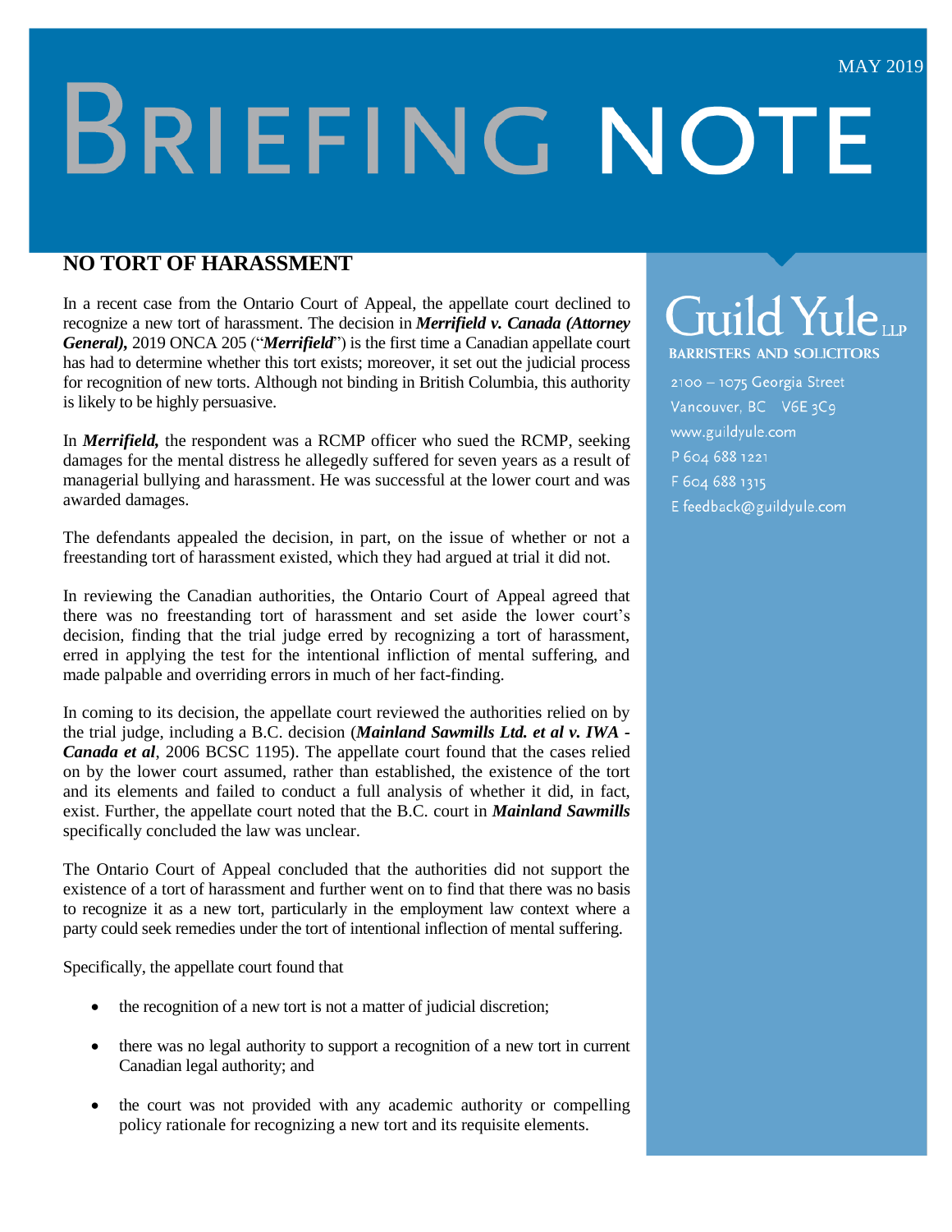MAY 2019

# BRIEFING NOTE

## NO TORT OF HARASSMENT

In a recent case from the Ontario Court of Appeal, the appellate court declined to recognize a new tort of harassment. The decision in ***Merrifield v. Canada (Attorney General),*** 2019 ONCA 205 ("***Merrifield***") is the first time a Canadian appellate court has had to determine whether this tort exists; moreover, it set out the judicial process for recognition of new torts. Although not binding in British Columbia, this authority is likely to be highly persuasive.

In ***Merrifield,*** the respondent was a RCMP officer who sued the RCMP, seeking damages for the mental distress he allegedly suffered for seven years as a result of managerial bullying and harassment. He was successful at the lower court and was awarded damages.

The defendants appealed the decision, in part, on the issue of whether or not a freestanding tort of harassment existed, which they had argued at trial it did not.

In reviewing the Canadian authorities, the Ontario Court of Appeal agreed that there was no freestanding tort of harassment and set aside the lower court's decision, finding that the trial judge erred by recognizing a tort of harassment, erred in applying the test for the intentional infliction of mental suffering, and made palpable and overriding errors in much of her fact-finding.

In coming to its decision, the appellate court reviewed the authorities relied on by the trial judge, including a B.C. decision (***Mainland Sawmills Ltd. et al v. IWA - Canada et al***, 2006 BCSC 1195). The appellate court found that the cases relied on by the lower court assumed, rather than established, the existence of the tort and its elements and failed to conduct a full analysis of whether it did, in fact, exist. Further, the appellate court noted that the B.C. court in ***Mainland Sawmills*** specifically concluded the law was unclear.

The Ontario Court of Appeal concluded that the authorities did not support the existence of a tort of harassment and further went on to find that there was no basis to recognize it as a new tort, particularly in the employment law context where a party could seek remedies under the tort of intentional inflection of mental suffering.

Specifically, the appellate court found that

- the recognition of a new tort is not a matter of judicial discretion;
- there was no legal authority to support a recognition of a new tort in current Canadian legal authority; and
- the court was not provided with any academic authority or compelling policy rationale for recognizing a new tort and its requisite elements.

Guild Yule LLP
BARRISTERS AND SOLICITORS

2100 – 1075 Georgia Street
Vancouver, BC V6E 3C9
www.guildyule.com
P 604 688 1221
F 604 688 1315
E feedback@guildyule.com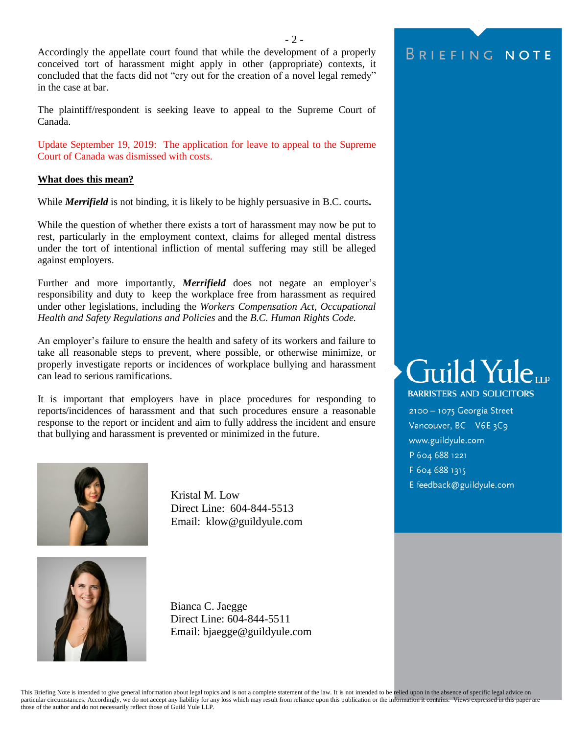Accordingly the appellate court found that while the development of a properly conceived tort of harassment might apply in other (appropriate) contexts, it concluded that the facts did not "cry out for the creation of a novel legal remedy" in the case at bar.

The plaintiff/respondent is seeking leave to appeal to the Supreme Court of Canada.

Update September 19, 2019: The application for leave to appeal to the Supreme Court of Canada was dismissed with costs.

**What does this mean?**

While ***Merrifield*** is not binding, it is likely to be highly persuasive in B.C. courts**.**

While the question of whether there exists a tort of harassment may now be put to rest, particularly in the employment context, claims for alleged mental distress under the tort of intentional infliction of mental suffering may still be alleged against employers.

Further and more importantly, ***Merrifield*** does not negate an employer's responsibility and duty to keep the workplace free from harassment as required under other legislations, including the *Workers Compensation Act, Occupational Health and Safety Regulations and Policies* and the *B.C. Human Rights Code.*

An employer's failure to ensure the health and safety of its workers and failure to take all reasonable steps to prevent, where possible, or otherwise minimize, or properly investigate reports or incidences of workplace bullying and harassment can lead to serious ramifications.

It is important that employers have in place procedures for responding to reports/incidences of harassment and that such procedures ensure a reasonable response to the report or incident and aim to fully address the incident and ensure that bullying and harassment is prevented or minimized in the future.

Kristal M. Low
Direct Line: 604-844-5513
Email: klow@guildyule.com

Bianca C. Jaegge
Direct Line: 604-844-5511
Email: bjaegge@guildyule.com

BRIEFING NOTE

Guild Yule LLP
BARRISTERS AND SOLICITORS
2100 – 1075 Georgia Street
Vancouver, BC V6E 3C9
www.guildyule.com
P 604 688 1221
F 604 688 1315
E feedback@guildyule.com

This Briefing Note is intended to give general information about legal topics and is not a complete statement of the law. It is not intended to be relied upon in the absence of specific legal advice on particular circumstances. Accordingly, we do not accept any liability for any loss which may result from reliance upon this publication or the information it contains. Views expressed in this paper are those of the author and do not necessarily reflect those of Guild Yule LLP.